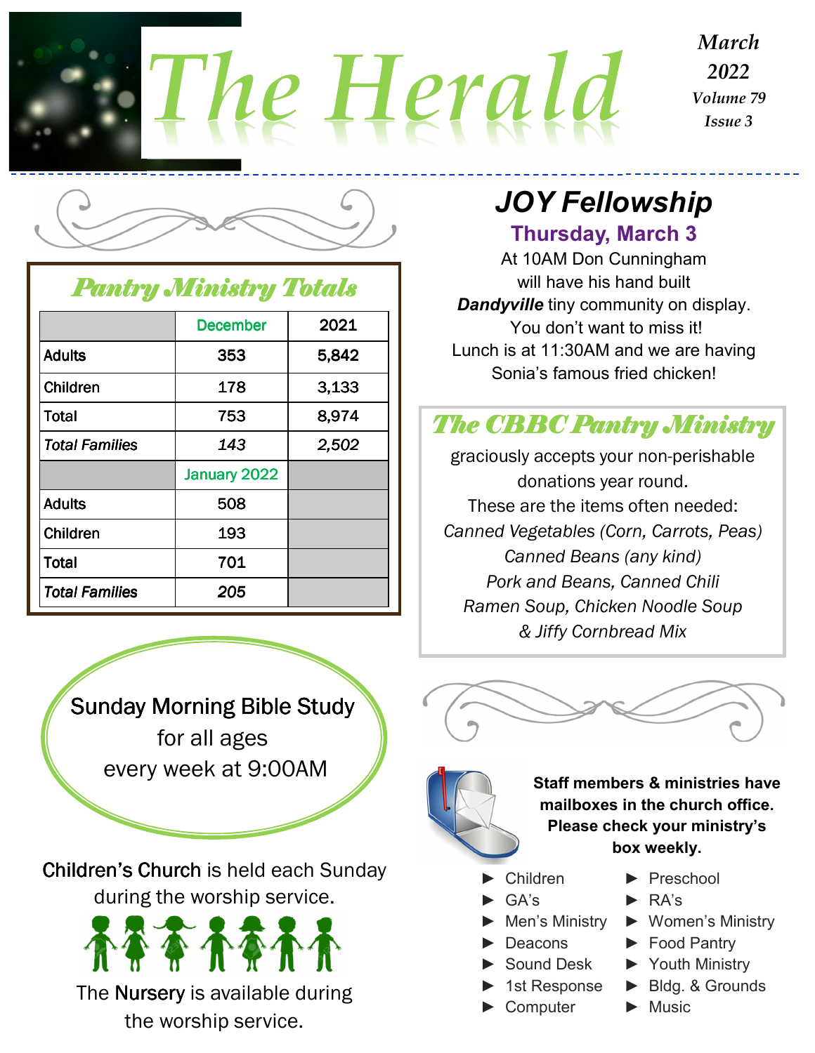# The Herald

*March 2022*
*Volume 79*
*Issue 3*

## Pantry Ministry Totals

| | December | 2021 |
|---|---|---|
| Adults | 353 | 5,842 |
| Children | 178 | 3,133 |
| Total | 753 | 8,974 |
| *Total Families* | *143* | *2,502* |
| | January 2022 | |
| Adults | 508 | |
| Children | 193 | |
| Total | 701 | |
| *Total Families* | *205* | |

## JOY Fellowship

**Thursday, March 3**

At 10AM Don Cunningham will have his hand built ***Dandyville*** tiny community on display. You don't want to miss it!
Lunch is at 11:30AM and we are having Sonia's famous fried chicken!

## The CBBC Pantry Ministry

graciously accepts your non-perishable donations year round.
These are the items often needed:
*Canned Vegetables (Corn, Carrots, Peas)*
*Canned Beans (any kind)*
*Pork and Beans, Canned Chili*
*Ramen Soup, Chicken Noodle Soup*
*& Jiffy Cornbread Mix*

Sunday Morning Bible Study
for all ages
every week at 9:00AM

Children's Church is held each Sunday during the worship service.

The Nursery is available during the worship service.

**Staff members & ministries have mailboxes in the church office. Please check your ministry's box weekly.**

- Children
- GA's
- Men's Ministry
- Deacons
- Sound Desk
- 1st Response
- Computer
- Preschool
- RA's
- Women's Ministry
- Food Pantry
- Youth Ministry
- Bldg. & Grounds
- Music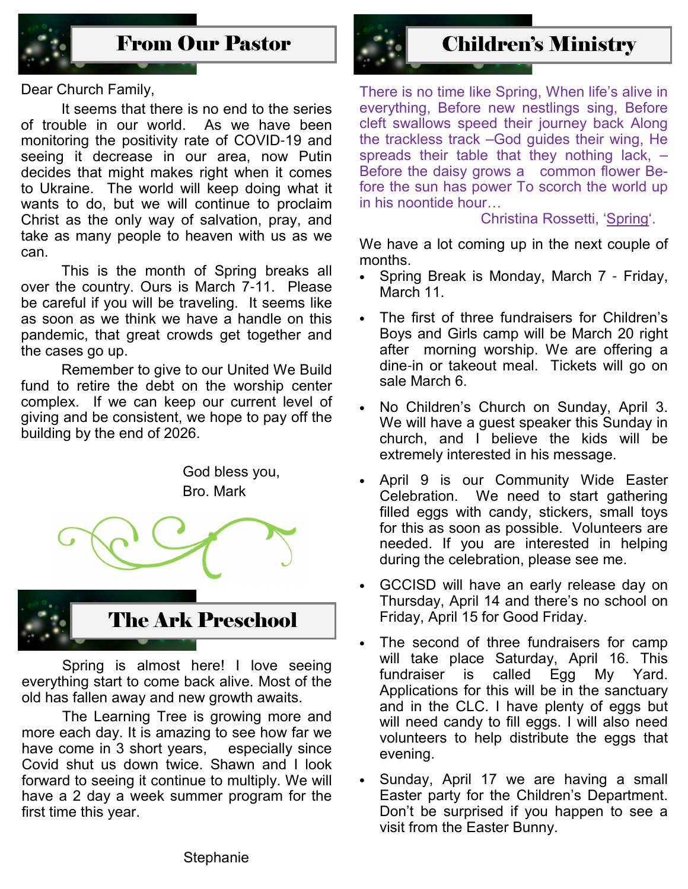## From Our Pastor

Dear Church Family,

It seems that there is no end to the series of trouble in our world. As we have been monitoring the positivity rate of COVID-19 and seeing it decrease in our area, now Putin decides that might makes right when it comes to Ukraine. The world will keep doing what it wants to do, but we will continue to proclaim Christ as the only way of salvation, pray, and take as many people to heaven with us as we can.

This is the month of Spring breaks all over the country. Ours is March 7-11. Please be careful if you will be traveling. It seems like as soon as we think we have a handle on this pandemic, that great crowds get together and the cases go up.

Remember to give to our United We Build fund to retire the debt on the worship center complex. If we can keep our current level of giving and be consistent, we hope to pay off the building by the end of 2026.

God bless you,
Bro. Mark

## The Ark Preschool

Spring is almost here! I love seeing everything start to come back alive. Most of the old has fallen away and new growth awaits.

The Learning Tree is growing more and more each day. It is amazing to see how far we have come in 3 short years, especially since Covid shut us down twice. Shawn and I look forward to seeing it continue to multiply. We will have a 2 day a week summer program for the first time this year.

Stephanie

## Children's Ministry

There is no time like Spring, When life's alive in everything, Before new nestlings sing, Before cleft swallows speed their journey back Along the trackless track –God guides their wing, He spreads their table that they nothing lack, – Before the daisy grows a common flower Before the sun has power To scorch the world up in his noontide hour…

Christina Rossetti, 'Spring'.

We have a lot coming up in the next couple of months.

- Spring Break is Monday, March 7 - Friday, March 11.
- The first of three fundraisers for Children's Boys and Girls camp will be March 20 right after morning worship. We are offering a dine-in or takeout meal. Tickets will go on sale March 6.
- No Children's Church on Sunday, April 3. We will have a guest speaker this Sunday in church, and I believe the kids will be extremely interested in his message.
- April 9 is our Community Wide Easter Celebration. We need to start gathering filled eggs with candy, stickers, small toys for this as soon as possible. Volunteers are needed. If you are interested in helping during the celebration, please see me.
- GCCISD will have an early release day on Thursday, April 14 and there's no school on Friday, April 15 for Good Friday.
- The second of three fundraisers for camp will take place Saturday, April 16. This fundraiser is called Egg My Yard. Applications for this will be in the sanctuary and in the CLC. I have plenty of eggs but will need candy to fill eggs. I will also need volunteers to help distribute the eggs that evening.
- Sunday, April 17 we are having a small Easter party for the Children's Department. Don't be surprised if you happen to see a visit from the Easter Bunny.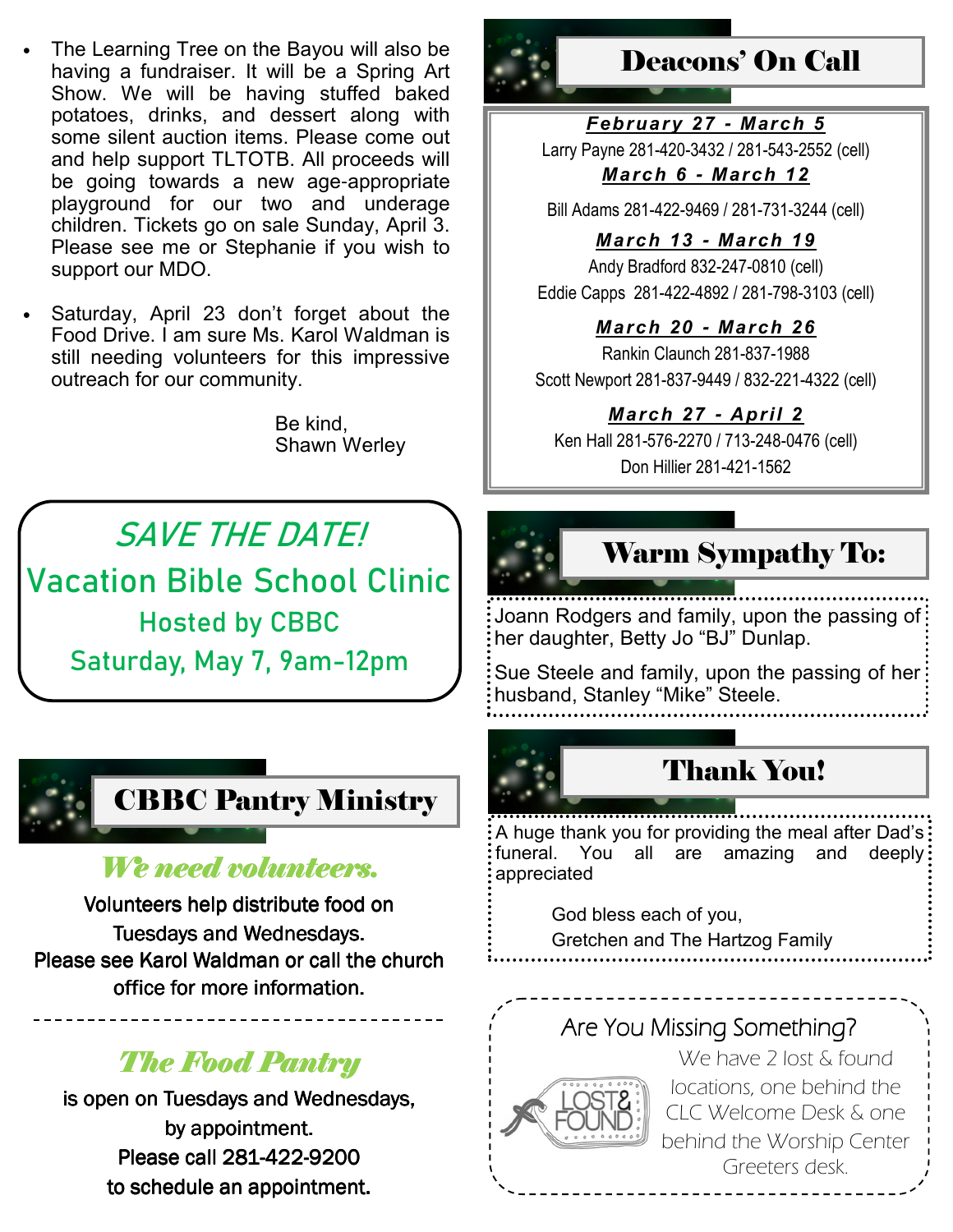- The Learning Tree on the Bayou will also be having a fundraiser. It will be a Spring Art Show. We will be having stuffed baked potatoes, drinks, and dessert along with some silent auction items. Please come out and help support TLTOTB. All proceeds will be going towards a new age-appropriate playground for our two and underage children. Tickets go on sale Sunday, April 3. Please see me or Stephanie if you wish to support our MDO.

- Saturday, April 23 don't forget about the Food Drive. I am sure Ms. Karol Waldman is still needing volunteers for this impressive outreach for our community.

Be kind,
Shawn Werley

*SAVE THE DATE!*

**Vacation Bible School Clinic**

Hosted by CBBC

Saturday, May 7, 9am-12pm

## CBBC Pantry Ministry

***We need volunteers.***

Volunteers help distribute food on Tuesdays and Wednesdays.
Please see Karol Waldman or call the church office for more information.

---

***The Food Pantry***

is open on Tuesdays and Wednesdays, by appointment.
Please call 281-422-9200 to schedule an appointment.

## Deacons' On Call

***February 27 - March 5***

Larry Payne 281-420-3432 / 281-543-2552 (cell)

***March 6 - March 12***

Bill Adams 281-422-9469 / 281-731-3244 (cell)

***March 13 - March 19***

Andy Bradford 832-247-0810 (cell)
Eddie Capps 281-422-4892 / 281-798-3103 (cell)

***March 20 - March 26***

Rankin Claunch 281-837-1988
Scott Newport 281-837-9449 / 832-221-4322 (cell)

***March 27 - April 2***

Ken Hall 281-576-2270 / 713-248-0476 (cell)
Don Hillier 281-421-1562

## Warm Sympathy To:

Joann Rodgers and family, upon the passing of her daughter, Betty Jo "BJ" Dunlap.

Sue Steele and family, upon the passing of her husband, Stanley "Mike" Steele.

## Thank You!

A huge thank you for providing the meal after Dad's funeral. You all are amazing and deeply appreciated

God bless each of you,
Gretchen and The Hartzog Family

### Are You Missing Something?

We have 2 lost & found locations, one behind the CLC Welcome Desk & one behind the Worship Center Greeters desk.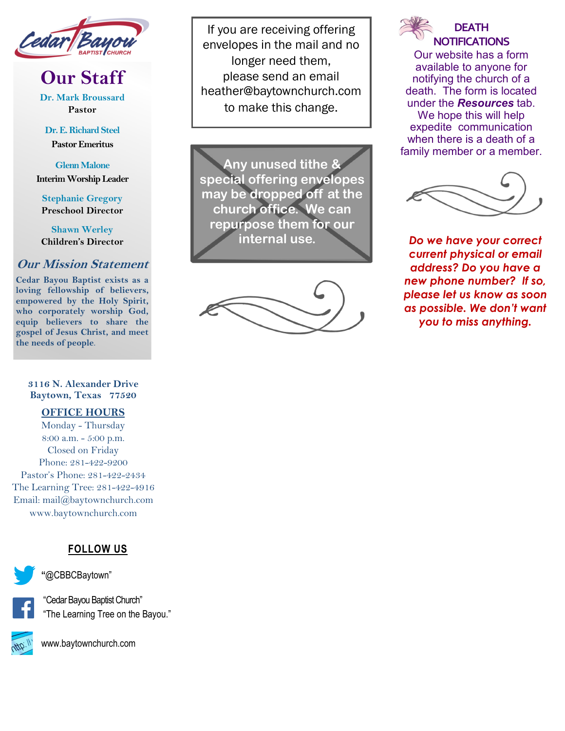Cedar Bayou BAPTIST CHURCH

# Our Staff

**Dr. Mark Broussard**
Pastor

**Dr. E. Richard Steel**
Pastor Emeritus

**Glenn Malone**
Interim Worship Leader

**Stephanie Gregory**
Preschool Director

**Shawn Werley**
Children's Director

## *Our Mission Statement*

**Cedar Bayou Baptist exists as a loving fellowship of believers, empowered by the Holy Spirit, who corporately worship God, equip believers to share the gospel of Jesus Christ, and meet the needs of people.**

**3116 N. Alexander Drive**
**Baytown, Texas 77520**

**OFFICE HOURS**

Monday - Thursday
8:00 a.m. - 5:00 p.m.
Closed on Friday
Phone: 281-422-9200
Pastor's Phone: 281-422-2434
The Learning Tree: 281-422-4916
Email: mail@baytownchurch.com
www.baytownchurch.com

**FOLLOW US**

"@CBBCBaytown"

"Cedar Bayou Baptist Church"
"The Learning Tree on the Bayou."

www.baytownchurch.com

If you are receiving offering envelopes in the mail and no longer need them, please send an email heather@baytownchurch.com to make this change.

**Any unused tithe & special offering envelopes may be dropped off at the church office. We can repurpose them for our internal use.**

## DEATH NOTIFICATIONS

Our website has a form available to anyone for notifying the church of a death. The form is located under the ***Resources*** tab. We hope this will help expedite communication when there is a death of a family member or a member.

***Do we have your correct current physical or email address? Do you have a new phone number? If so, please let us know as soon as possible. We don't want you to miss anything.***